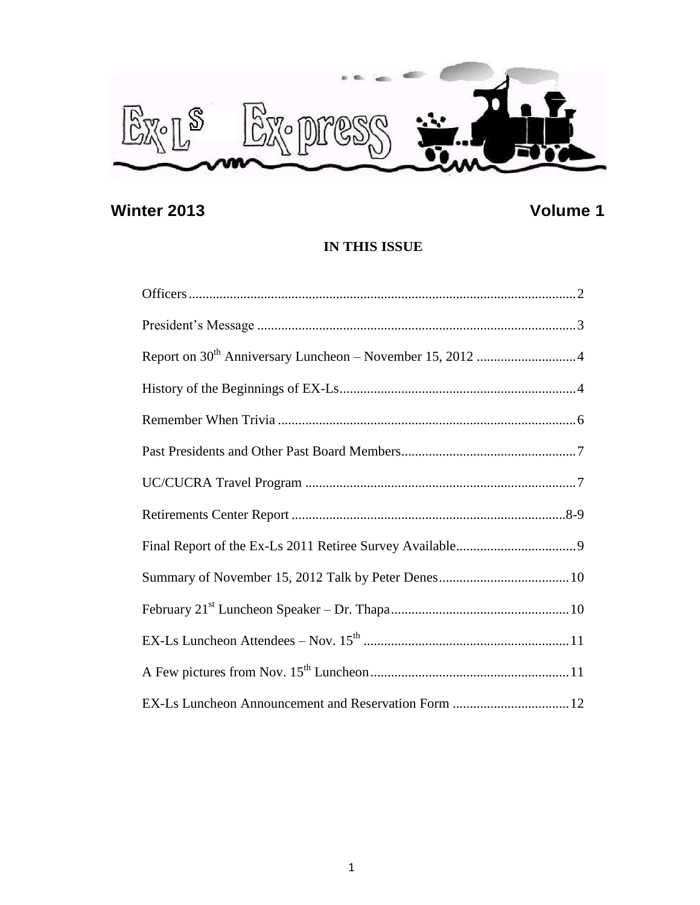# Ex-Ls Ex-press

**Winter 2013** **Volume 1**

## IN THIS ISSUE

Officers ........................................................ 2

President's Message ........................................................ 3

Report on 30th Anniversary Luncheon – November 15, 2012 ........................................................ 4

History of the Beginnings of EX-Ls ........................................................ 4

Remember When Trivia ........................................................ 6

Past Presidents and Other Past Board Members ........................................................ 7

UC/CUCRA Travel Program ........................................................ 7

Retirements Center Report ........................................................ 8-9

Final Report of the Ex-Ls 2011 Retiree Survey Available ........................................................ 9

Summary of November 15, 2012 Talk by Peter Denes ........................................................ 10

February 21st Luncheon Speaker – Dr. Thapa ........................................................ 10

EX-Ls Luncheon Attendees – Nov. 15th ........................................................ 11

A Few pictures from Nov. 15th Luncheon ........................................................ 11

EX-Ls Luncheon Announcement and Reservation Form ........................................................ 12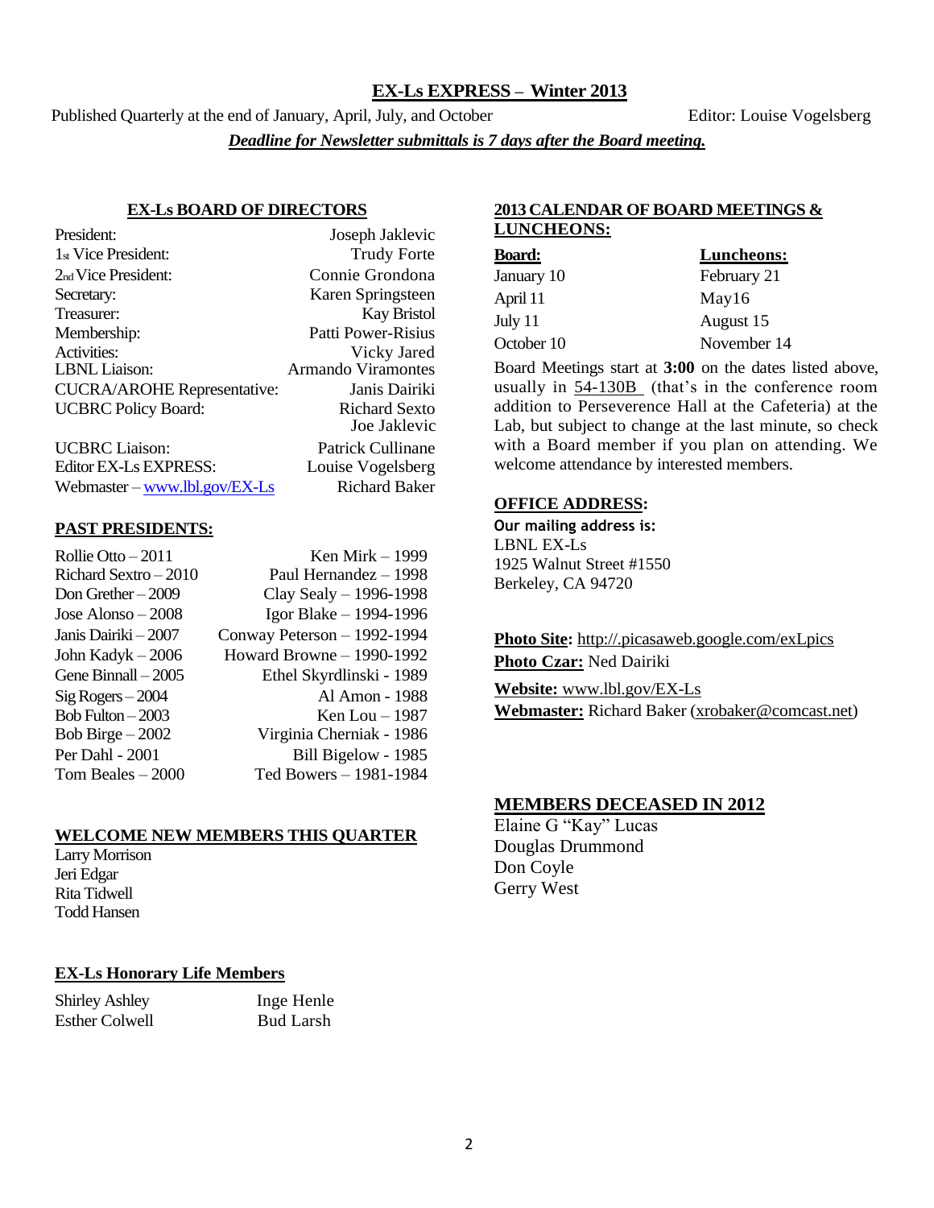## EX-Ls EXPRESS – Winter 2013

Published Quarterly at the end of January, April, July, and October | Editor: Louise Vogelsberg

***Deadline for Newsletter submittals is 7 days after the Board meeting.***

### EX-Ls BOARD OF DIRECTORS

| | |
|---|---|
| President: | Joseph Jaklevic |
| 1st Vice President: | Trudy Forte |
| 2nd Vice President: | Connie Grondona |
| Secretary: | Karen Springsteen |
| Treasurer: | Kay Bristol |
| Membership: | Patti Power-Risius |
| Activities: | Vicky Jared |
| LBNL Liaison: | Armando Viramontes |
| CUCRA/AROHE Representative: | Janis Dairiki |
| UCBRC Policy Board: | Richard Sexto<br>Joe Jaklevic |
| UCBRC Liaison: | Patrick Cullinane |
| Editor EX-Ls EXPRESS: | Louise Vogelsberg |
| Webmaster – www.lbl.gov/EX-Ls | Richard Baker |

### PAST PRESIDENTS:

| | |
|---|---|
| Rollie Otto – 2011 | Ken Mirk – 1999 |
| Richard Sextro – 2010 | Paul Hernandez – 1998 |
| Don Grether – 2009 | Clay Sealy – 1996-1998 |
| Jose Alonso – 2008 | Igor Blake – 1994-1996 |
| Janis Dairiki – 2007 | Conway Peterson – 1992-1994 |
| John Kadyk – 2006 | Howard Browne – 1990-1992 |
| Gene Binnall – 2005 | Ethel Skyrdlinski - 1989 |
| Sig Rogers – 2004 | Al Amon - 1988 |
| Bob Fulton – 2003 | Ken Lou – 1987 |
| Bob Birge – 2002 | Virginia Cherniak - 1986 |
| Per Dahl - 2001 | Bill Bigelow - 1985 |
| Tom Beales – 2000 | Ted Bowers – 1981-1984 |

### WELCOME NEW MEMBERS THIS QUARTER

Larry Morrison
Jeri Edgar
Rita Tidwell
Todd Hansen

### EX-Ls Honorary Life Members

| | |
|---|---|
| Shirley Ashley | Inge Henle |
| Esther Colwell | Bud Larsh |

### 2013 CALENDAR OF BOARD MEETINGS & LUNCHEONS:

| **Board:** | **Luncheons:** |
|---|---|
| January 10 | February 21 |
| April 11 | May16 |
| July 11 | August 15 |
| October 10 | November 14 |

Board Meetings start at **3:00** on the dates listed above, usually in 54-130B (that's in the conference room addition to Perseverence Hall at the Cafeteria) at the Lab, but subject to change at the last minute, so check with a Board member if you plan on attending. We welcome attendance by interested members.

### OFFICE ADDRESS:

**Our mailing address is:**
LBNL EX-Ls
1925 Walnut Street #1550
Berkeley, CA 94720

**Photo Site:** http://.picasaweb.google.com/exLpics
**Photo Czar:** Ned Dairiki

**Website:** www.lbl.gov/EX-Ls
**Webmaster:** Richard Baker (xrobaker@comcast.net)

### MEMBERS DECEASED IN 2012

Elaine G "Kay" Lucas
Douglas Drummond
Don Coyle
Gerry West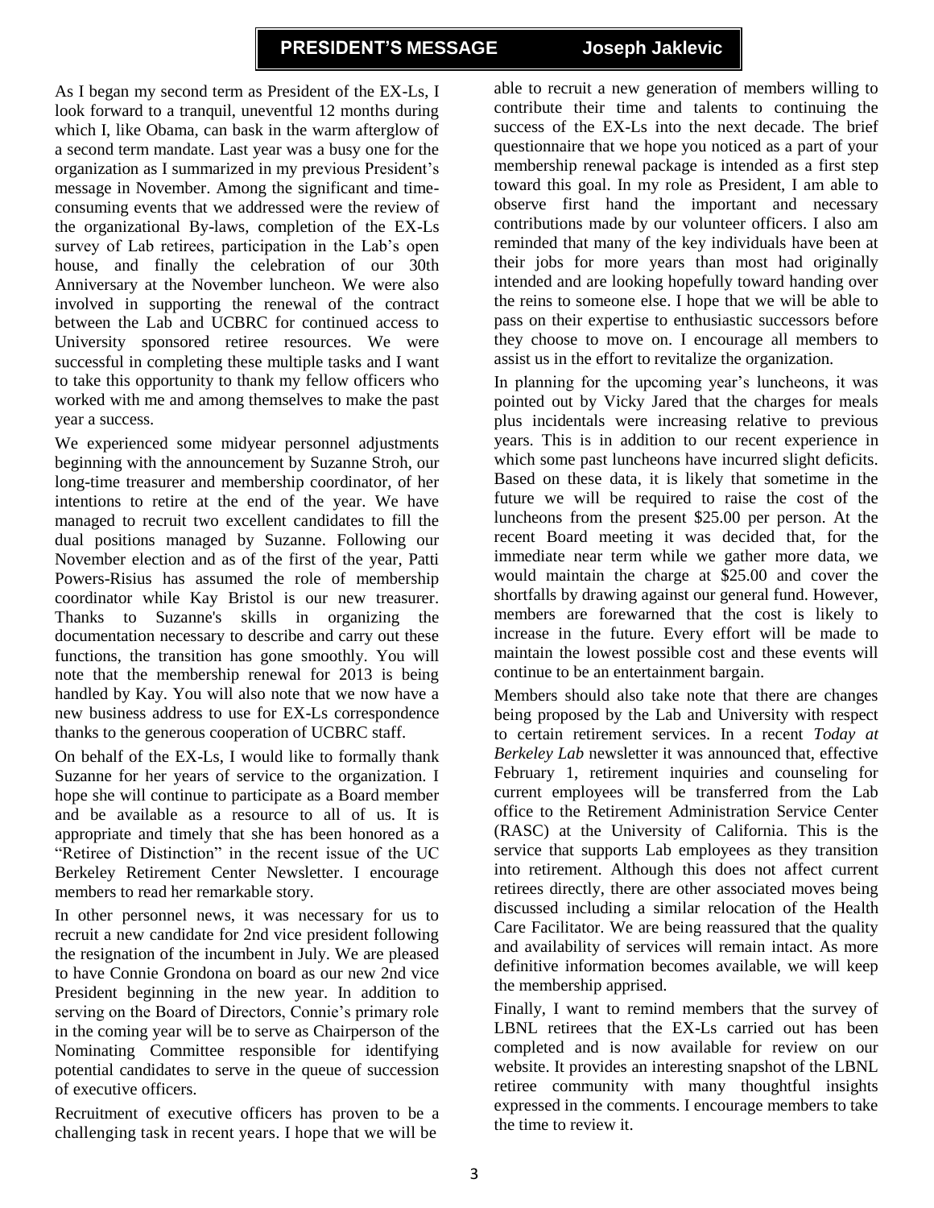## PRESIDENT'S MESSAGE — Joseph Jaklevic

As I began my second term as President of the EX-Ls, I look forward to a tranquil, uneventful 12 months during which I, like Obama, can bask in the warm afterglow of a second term mandate. Last year was a busy one for the organization as I summarized in my previous President's message in November. Among the significant and time-consuming events that we addressed were the review of the organizational By-laws, completion of the EX-Ls survey of Lab retirees, participation in the Lab's open house, and finally the celebration of our 30th Anniversary at the November luncheon. We were also involved in supporting the renewal of the contract between the Lab and UCBRC for continued access to University sponsored retiree resources. We were successful in completing these multiple tasks and I want to take this opportunity to thank my fellow officers who worked with me and among themselves to make the past year a success.

We experienced some midyear personnel adjustments beginning with the announcement by Suzanne Stroh, our long-time treasurer and membership coordinator, of her intentions to retire at the end of the year. We have managed to recruit two excellent candidates to fill the dual positions managed by Suzanne. Following our November election and as of the first of the year, Patti Powers-Risius has assumed the role of membership coordinator while Kay Bristol is our new treasurer. Thanks to Suzanne's skills in organizing the documentation necessary to describe and carry out these functions, the transition has gone smoothly. You will note that the membership renewal for 2013 is being handled by Kay. You will also note that we now have a new business address to use for EX-Ls correspondence thanks to the generous cooperation of UCBRC staff.

On behalf of the EX-Ls, I would like to formally thank Suzanne for her years of service to the organization. I hope she will continue to participate as a Board member and be available as a resource to all of us. It is appropriate and timely that she has been honored as a "Retiree of Distinction" in the recent issue of the UC Berkeley Retirement Center Newsletter. I encourage members to read her remarkable story.

In other personnel news, it was necessary for us to recruit a new candidate for 2nd vice president following the resignation of the incumbent in July. We are pleased to have Connie Grondona on board as our new 2nd vice President beginning in the new year. In addition to serving on the Board of Directors, Connie's primary role in the coming year will be to serve as Chairperson of the Nominating Committee responsible for identifying potential candidates to serve in the queue of succession of executive officers.

Recruitment of executive officers has proven to be a challenging task in recent years. I hope that we will be able to recruit a new generation of members willing to contribute their time and talents to continuing the success of the EX-Ls into the next decade. The brief questionnaire that we hope you noticed as a part of your membership renewal package is intended as a first step toward this goal. In my role as President, I am able to observe first hand the important and necessary contributions made by our volunteer officers. I also am reminded that many of the key individuals have been at their jobs for more years than most had originally intended and are looking hopefully toward handing over the reins to someone else. I hope that we will be able to pass on their expertise to enthusiastic successors before they choose to move on. I encourage all members to assist us in the effort to revitalize the organization.

In planning for the upcoming year's luncheons, it was pointed out by Vicky Jared that the charges for meals plus incidentals were increasing relative to previous years. This is in addition to our recent experience in which some past luncheons have incurred slight deficits. Based on these data, it is likely that sometime in the future we will be required to raise the cost of the luncheons from the present $25.00 per person. At the recent Board meeting it was decided that, for the immediate near term while we gather more data, we would maintain the charge at $25.00 and cover the shortfalls by drawing against our general fund. However, members are forewarned that the cost is likely to increase in the future. Every effort will be made to maintain the lowest possible cost and these events will continue to be an entertainment bargain.

Members should also take note that there are changes being proposed by the Lab and University with respect to certain retirement services. In a recent *Today at Berkeley Lab* newsletter it was announced that, effective February 1, retirement inquiries and counseling for current employees will be transferred from the Lab office to the Retirement Administration Service Center (RASC) at the University of California. This is the service that supports Lab employees as they transition into retirement. Although this does not affect current retirees directly, there are other associated moves being discussed including a similar relocation of the Health Care Facilitator. We are being reassured that the quality and availability of services will remain intact. As more definitive information becomes available, we will keep the membership apprised.

Finally, I want to remind members that the survey of LBNL retirees that the EX-Ls carried out has been completed and is now available for review on our website. It provides an interesting snapshot of the LBNL retiree community with many thoughtful insights expressed in the comments. I encourage members to take the time to review it.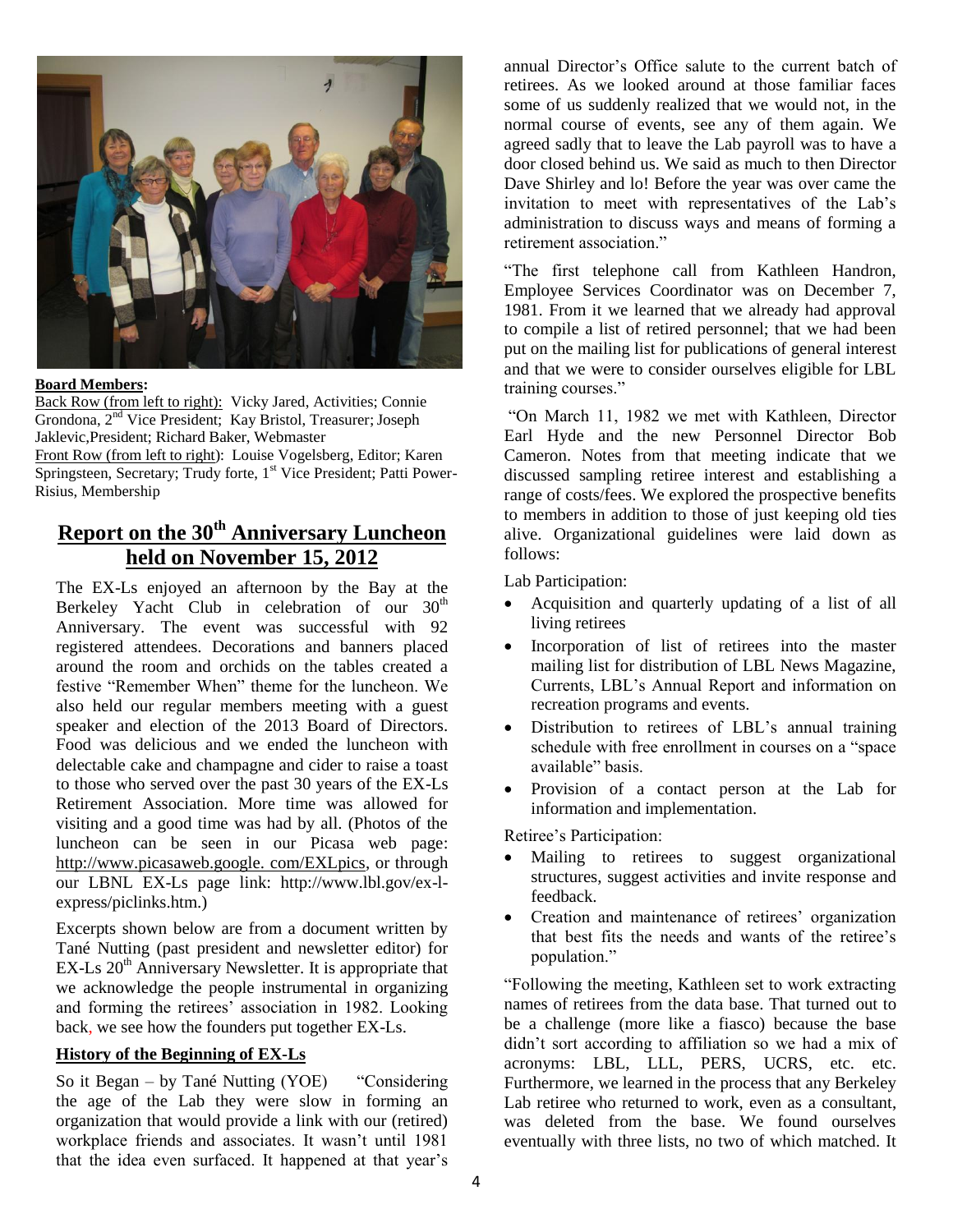**Board Members:**

Back Row (from left to right): Vicky Jared, Activities; Connie Grondona, 2[nd] Vice President; Kay Bristol, Treasurer; Joseph Jaklevic,President; Richard Baker, Webmaster

Front Row (from left to right): Louise Vogelsberg, Editor; Karen Springsteen, Secretary; Trudy forte, 1[st] Vice President; Patti Power-Risius, Membership

## Report on the 30th Anniversary Luncheon held on November 15, 2012

The EX-Ls enjoyed an afternoon by the Bay at the Berkeley Yacht Club in celebration of our 30th Anniversary. The event was successful with 92 registered attendees. Decorations and banners placed around the room and orchids on the tables created a festive "Remember When" theme for the luncheon. We also held our regular members meeting with a guest speaker and election of the 2013 Board of Directors. Food was delicious and we ended the luncheon with delectable cake and champagne and cider to raise a toast to those who served over the past 30 years of the EX-Ls Retirement Association. More time was allowed for visiting and a good time was had by all. (Photos of the luncheon can be seen in our Picasa web page: http://www.picasaweb.google. com/EXLpics, or through our LBNL EX-Ls page link: http://www.lbl.gov/ex-l-express/piclinks.htm.)

Excerpts shown below are from a document written by Tané Nutting (past president and newsletter editor) for EX-Ls 20th Anniversary Newsletter. It is appropriate that we acknowledge the people instrumental in organizing and forming the retirees' association in 1982. Looking back, we see how the founders put together EX-Ls.

### History of the Beginning of EX-Ls

So it Began – by Tané Nutting (YOE) "Considering the age of the Lab they were slow in forming an organization that would provide a link with our (retired) workplace friends and associates. It wasn't until 1981 that the idea even surfaced. It happened at that year's annual Director's Office salute to the current batch of retirees. As we looked around at those familiar faces some of us suddenly realized that we would not, in the normal course of events, see any of them again. We agreed sadly that to leave the Lab payroll was to have a door closed behind us. We said as much to then Director Dave Shirley and lo! Before the year was over came the invitation to meet with representatives of the Lab's administration to discuss ways and means of forming a retirement association."

"The first telephone call from Kathleen Handron, Employee Services Coordinator was on December 7, 1981. From it we learned that we already had approval to compile a list of retired personnel; that we had been put on the mailing list for publications of general interest and that we were to consider ourselves eligible for LBL training courses."

"On March 11, 1982 we met with Kathleen, Director Earl Hyde and the new Personnel Director Bob Cameron. Notes from that meeting indicate that we discussed sampling retiree interest and establishing a range of costs/fees. We explored the prospective benefits to members in addition to those of just keeping old ties alive. Organizational guidelines were laid down as follows:

Lab Participation:

- Acquisition and quarterly updating of a list of all living retirees
- Incorporation of list of retirees into the master mailing list for distribution of LBL News Magazine, Currents, LBL's Annual Report and information on recreation programs and events.
- Distribution to retirees of LBL's annual training schedule with free enrollment in courses on a "space available" basis.
- Provision of a contact person at the Lab for information and implementation.

Retiree's Participation:

- Mailing to retirees to suggest organizational structures, suggest activities and invite response and feedback.
- Creation and maintenance of retirees' organization that best fits the needs and wants of the retiree's population."

"Following the meeting, Kathleen set to work extracting names of retirees from the data base. That turned out to be a challenge (more like a fiasco) because the base didn't sort according to affiliation so we had a mix of acronyms: LBL, LLL, PERS, UCRS, etc. etc. Furthermore, we learned in the process that any Berkeley Lab retiree who returned to work, even as a consultant, was deleted from the base. We found ourselves eventually with three lists, no two of which matched. It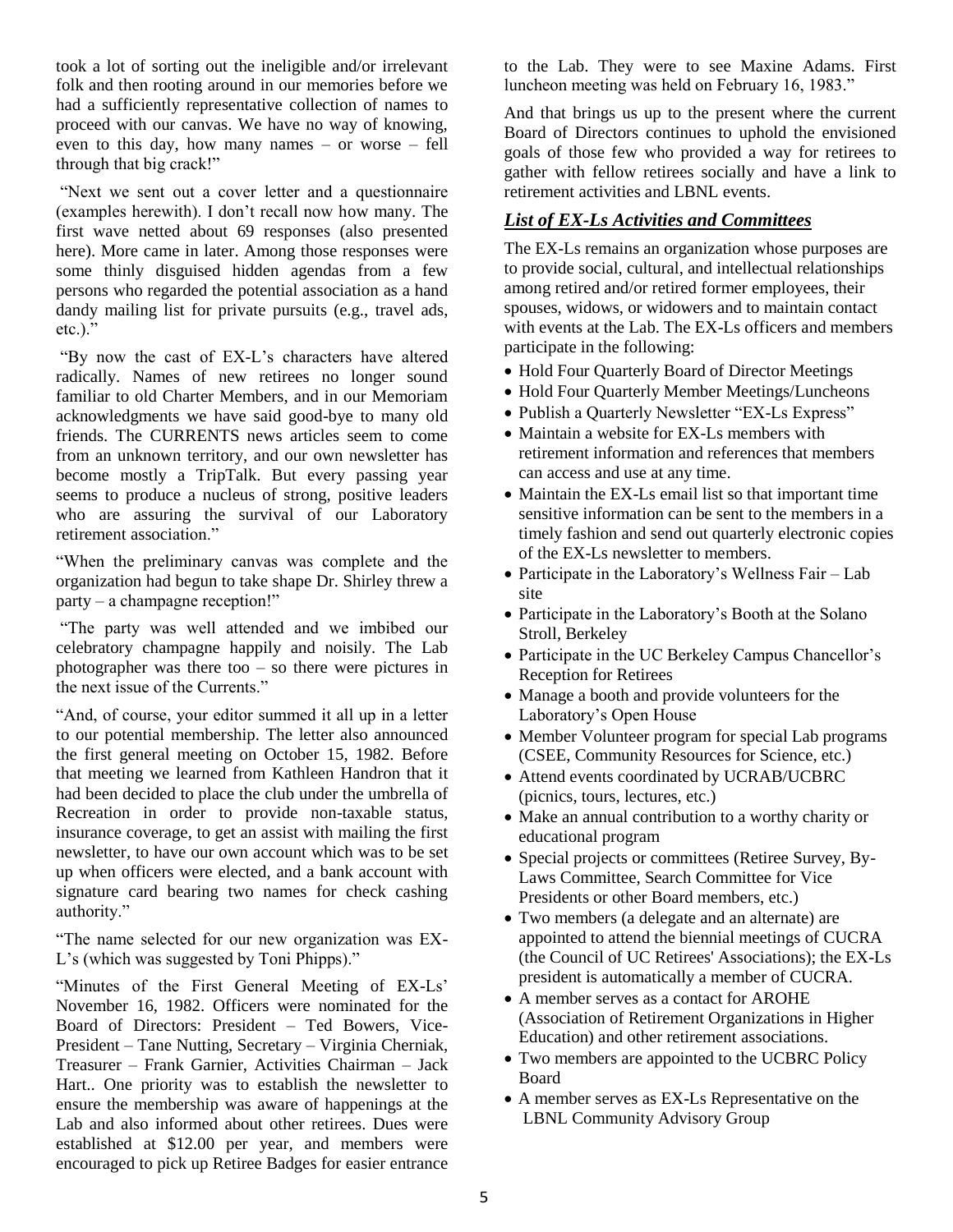took a lot of sorting out the ineligible and/or irrelevant folk and then rooting around in our memories before we had a sufficiently representative collection of names to proceed with our canvas. We have no way of knowing, even to this day, how many names – or worse – fell through that big crack!"

"Next we sent out a cover letter and a questionnaire (examples herewith). I don't recall now how many. The first wave netted about 69 responses (also presented here). More came in later. Among those responses were some thinly disguised hidden agendas from a few persons who regarded the potential association as a hand dandy mailing list for private pursuits (e.g., travel ads, etc.)."

"By now the cast of EX-L's characters have altered radically. Names of new retirees no longer sound familiar to old Charter Members, and in our Memoriam acknowledgments we have said good-bye to many old friends. The CURRENTS news articles seem to come from an unknown territory, and our own newsletter has become mostly a TripTalk. But every passing year seems to produce a nucleus of strong, positive leaders who are assuring the survival of our Laboratory retirement association."

"When the preliminary canvas was complete and the organization had begun to take shape Dr. Shirley threw a party – a champagne reception!"

"The party was well attended and we imbibed our celebratory champagne happily and noisily. The Lab photographer was there too – so there were pictures in the next issue of the Currents."

"And, of course, your editor summed it all up in a letter to our potential membership. The letter also announced the first general meeting on October 15, 1982. Before that meeting we learned from Kathleen Handron that it had been decided to place the club under the umbrella of Recreation in order to provide non-taxable status, insurance coverage, to get an assist with mailing the first newsletter, to have our own account which was to be set up when officers were elected, and a bank account with signature card bearing two names for check cashing authority."

"The name selected for our new organization was EX-L's (which was suggested by Toni Phipps)."

"Minutes of the First General Meeting of EX-Ls' November 16, 1982. Officers were nominated for the Board of Directors: President – Ted Bowers, Vice-President – Tane Nutting, Secretary – Virginia Cherniak, Treasurer – Frank Garnier, Activities Chairman – Jack Hart.. One priority was to establish the newsletter to ensure the membership was aware of happenings at the Lab and also informed about other retirees. Dues were established at $12.00 per year, and members were encouraged to pick up Retiree Badges for easier entrance to the Lab. They were to see Maxine Adams. First luncheon meeting was held on February 16, 1983."

And that brings us up to the present where the current Board of Directors continues to uphold the envisioned goals of those few who provided a way for retirees to gather with fellow retirees socially and have a link to retirement activities and LBNL events.

## ***List of EX-Ls Activities and Committees***

The EX-Ls remains an organization whose purposes are to provide social, cultural, and intellectual relationships among retired and/or retired former employees, their spouses, widows, or widowers and to maintain contact with events at the Lab. The EX-Ls officers and members participate in the following:

- Hold Four Quarterly Board of Director Meetings
- Hold Four Quarterly Member Meetings/Luncheons
- Publish a Quarterly Newsletter "EX-Ls Express"
- Maintain a website for EX-Ls members with retirement information and references that members can access and use at any time.
- Maintain the EX-Ls email list so that important time sensitive information can be sent to the members in a timely fashion and send out quarterly electronic copies of the EX-Ls newsletter to members.
- Participate in the Laboratory's Wellness Fair – Lab site
- Participate in the Laboratory's Booth at the Solano Stroll, Berkeley
- Participate in the UC Berkeley Campus Chancellor's Reception for Retirees
- Manage a booth and provide volunteers for the Laboratory's Open House
- Member Volunteer program for special Lab programs (CSEE, Community Resources for Science, etc.)
- Attend events coordinated by UCRAB/UCBRC (picnics, tours, lectures, etc.)
- Make an annual contribution to a worthy charity or educational program
- Special projects or committees (Retiree Survey, By-Laws Committee, Search Committee for Vice Presidents or other Board members, etc.)
- Two members (a delegate and an alternate) are appointed to attend the biennial meetings of CUCRA (the Council of UC Retirees' Associations); the EX-Ls president is automatically a member of CUCRA.
- A member serves as a contact for AROHE (Association of Retirement Organizations in Higher Education) and other retirement associations.
- Two members are appointed to the UCBRC Policy Board
- A member serves as EX-Ls Representative on the LBNL Community Advisory Group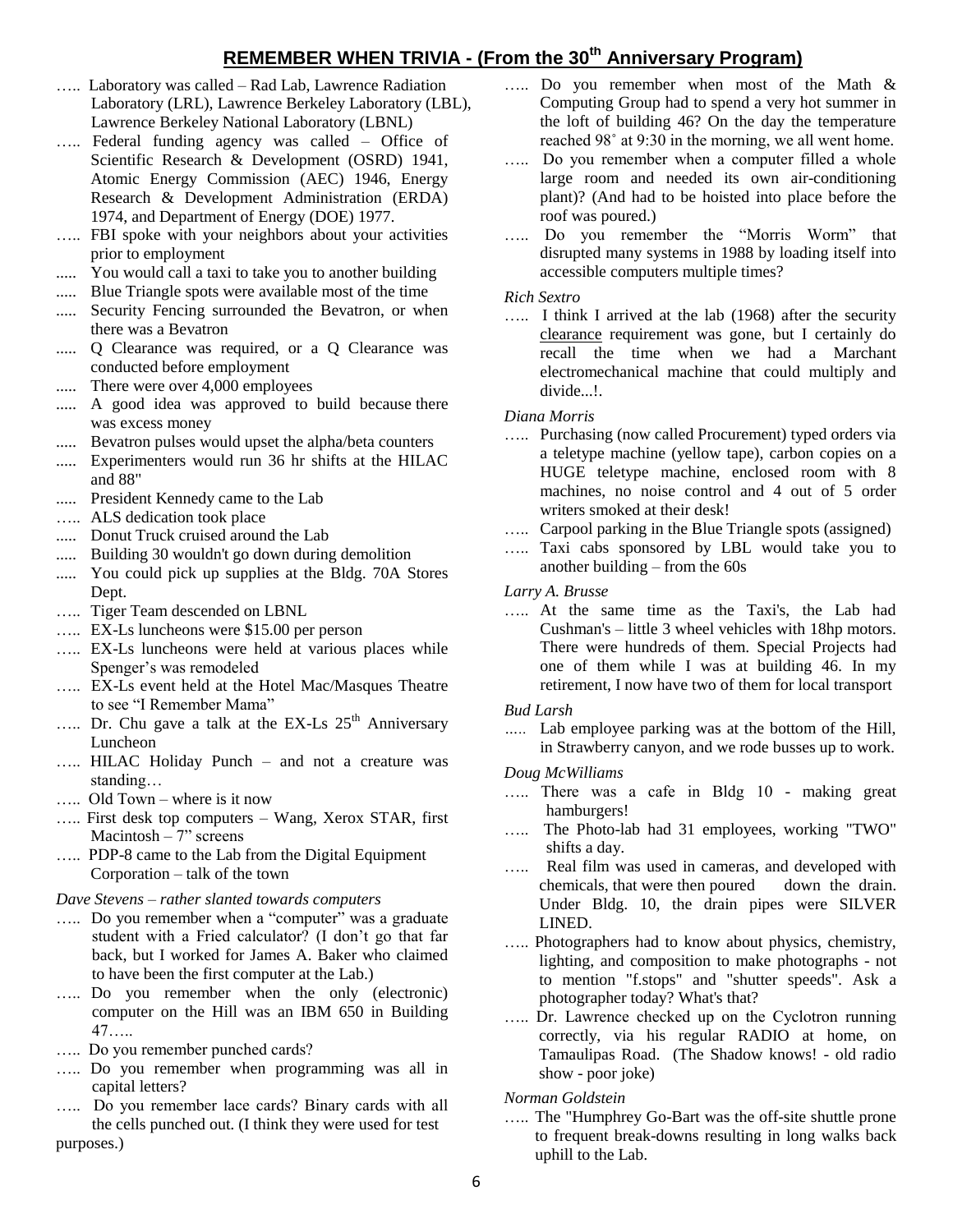## REMEMBER WHEN TRIVIA - (From the 30th Anniversary Program)

….. Laboratory was called – Rad Lab, Lawrence Radiation Laboratory (LRL), Lawrence Berkeley Laboratory (LBL), Lawrence Berkeley National Laboratory (LBNL)

….. Federal funding agency was called – Office of Scientific Research & Development (OSRD) 1941, Atomic Energy Commission (AEC) 1946, Energy Research & Development Administration (ERDA) 1974, and Department of Energy (DOE) 1977.

….. FBI spoke with your neighbors about your activities prior to employment

..... You would call a taxi to take you to another building

..... Blue Triangle spots were available most of the time

..... Security Fencing surrounded the Bevatron, or when there was a Bevatron

..... Q Clearance was required, or a Q Clearance was conducted before employment

..... There were over 4,000 employees

..... A good idea was approved to build because there was excess money

..... Bevatron pulses would upset the alpha/beta counters

..... Experimenters would run 36 hr shifts at the HILAC and 88"

..... President Kennedy came to the Lab

….. ALS dedication took place

..... Donut Truck cruised around the Lab

..... Building 30 wouldn't go down during demolition

..... You could pick up supplies at the Bldg. 70A Stores Dept.

….. Tiger Team descended on LBNL

….. EX-Ls luncheons were $15.00 per person

….. EX-Ls luncheons were held at various places while Spenger's was remodeled

….. EX-Ls event held at the Hotel Mac/Masques Theatre to see "I Remember Mama"

….. Dr. Chu gave a talk at the EX-Ls 25th Anniversary Luncheon

….. HILAC Holiday Punch – and not a creature was standing…

….. Old Town – where is it now

….. First desk top computers – Wang, Xerox STAR, first Macintosh – 7" screens

….. PDP-8 came to the Lab from the Digital Equipment Corporation – talk of the town

*Dave Stevens – rather slanted towards computers*

….. Do you remember when a "computer" was a graduate student with a Fried calculator? (I don't go that far back, but I worked for James A. Baker who claimed to have been the first computer at the Lab.)

….. Do you remember when the only (electronic) computer on the Hill was an IBM 650 in Building 47…..

….. Do you remember punched cards?

….. Do you remember when programming was all in capital letters?

….. Do you remember lace cards? Binary cards with all the cells punched out. (I think they were used for test purposes.)

….. Do you remember when most of the Math & Computing Group had to spend a very hot summer in the loft of building 46? On the day the temperature reached 98˚ at 9:30 in the morning, we all went home.

….. Do you remember when a computer filled a whole large room and needed its own air-conditioning plant)? (And had to be hoisted into place before the roof was poured.)

….. Do you remember the "Morris Worm" that disrupted many systems in 1988 by loading itself into accessible computers multiple times?

*Rich Sextro*

….. I think I arrived at the lab (1968) after the security clearance requirement was gone, but I certainly do recall the time when we had a Marchant electromechanical machine that could multiply and divide...!.

*Diana Morris*

….. Purchasing (now called Procurement) typed orders via a teletype machine (yellow tape), carbon copies on a HUGE teletype machine, enclosed room with 8 machines, no noise control and 4 out of 5 order writers smoked at their desk!

….. Carpool parking in the Blue Triangle spots (assigned)

….. Taxi cabs sponsored by LBL would take you to another building – from the 60s

*Larry A. Brusse*

….. At the same time as the Taxi's, the Lab had Cushman's – little 3 wheel vehicles with 18hp motors. There were hundreds of them. Special Projects had one of them while I was at building 46. In my retirement, I now have two of them for local transport

*Bud Larsh*

..... Lab employee parking was at the bottom of the Hill, in Strawberry canyon, and we rode busses up to work.

*Doug McWilliams*

….. There was a cafe in Bldg 10 - making great hamburgers!

….. The Photo-lab had 31 employees, working "TWO" shifts a day.

….. Real film was used in cameras, and developed with chemicals, that were then poured down the drain. Under Bldg. 10, the drain pipes were SILVER LINED.

….. Photographers had to know about physics, chemistry, lighting, and composition to make photographs - not to mention "f.stops" and "shutter speeds". Ask a photographer today? What's that?

….. Dr. Lawrence checked up on the Cyclotron running correctly, via his regular RADIO at home, on Tamaulipas Road. (The Shadow knows! - old radio show - poor joke)

*Norman Goldstein*

….. The "Humphrey Go-Bart was the off-site shuttle prone to frequent break-downs resulting in long walks back uphill to the Lab.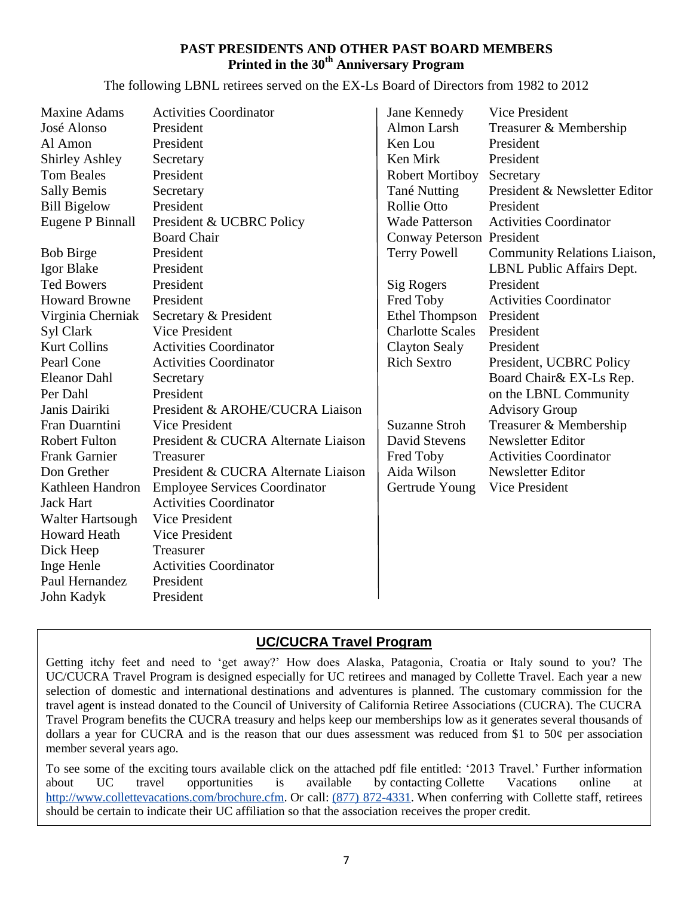## PAST PRESIDENTS AND OTHER PAST BOARD MEMBERS
## Printed in the 30th Anniversary Program

The following LBNL retirees served on the EX-Ls Board of Directors from 1982 to 2012

| Name | Position |
|---|---|
| Maxine Adams | Activities Coordinator |
| José Alonso | President |
| Al Amon | President |
| Shirley Ashley | Secretary |
| Tom Beales | President |
| Sally Bemis | Secretary |
| Bill Bigelow | President |
| Eugene P Binnall | President & UCBRC Policy Board Chair |
| Bob Birge | President |
| Igor Blake | President |
| Ted Bowers | President |
| Howard Browne | President |
| Virginia Cherniak | Secretary & President |
| Syl Clark | Vice President |
| Kurt Collins | Activities Coordinator |
| Pearl Cone | Activities Coordinator |
| Eleanor Dahl | Secretary |
| Per Dahl | President |
| Janis Dairiki | President & AROHE/CUCRA Liaison |
| Fran Duarntini | Vice President |
| Robert Fulton | President & CUCRA Alternate Liaison |
| Frank Garnier | Treasurer |
| Don Grether | President & CUCRA Alternate Liaison |
| Kathleen Handron | Employee Services Coordinator |
| Jack Hart | Activities Coordinator |
| Walter Hartsough | Vice President |
| Howard Heath | Vice President |
| Dick Heep | Treasurer |
| Inge Henle | Activities Coordinator |
| Paul Hernandez | President |
| John Kadyk | President |
| Jane Kennedy | Vice President |
| Almon Larsh | Treasurer & Membership |
| Ken Lou | President |
| Ken Mirk | President |
| Robert Mortiboy | Secretary |
| Tané Nutting | President & Newsletter Editor |
| Rollie Otto | President |
| Wade Patterson | Activities Coordinator |
| Conway Peterson | President |
| Terry Powell | Community Relations Liaison, LBNL Public Affairs Dept. |
| Sig Rogers | President |
| Fred Toby | Activities Coordinator |
| Ethel Thompson | President |
| Charlotte Scales | President |
| Clayton Sealy | President |
| Rich Sextro | President, UCBRC Policy Board Chair& EX-Ls Rep. on the LBNL Community Advisory Group |
| Suzanne Stroh | Treasurer & Membership |
| David Stevens | Newsletter Editor |
| Fred Toby | Activities Coordinator |
| Aida Wilson | Newsletter Editor |
| Gertrude Young | Vice President |

## UC/CUCRA Travel Program

Getting itchy feet and need to 'get away?' How does Alaska, Patagonia, Croatia or Italy sound to you? The UC/CUCRA Travel Program is designed especially for UC retirees and managed by Collette Travel. Each year a new selection of domestic and international destinations and adventures is planned. The customary commission for the travel agent is instead donated to the Council of University of California Retiree Associations (CUCRA). The CUCRA Travel Program benefits the CUCRA treasury and helps keep our memberships low as it generates several thousands of dollars a year for CUCRA and is the reason that our dues assessment was reduced from $1 to 50¢ per association member several years ago.

To see some of the exciting tours available click on the attached pdf file entitled: '2013 Travel.' Further information about UC travel opportunities is available by contacting Collette Vacations online at http://www.collettevacations.com/brochure.cfm. Or call: (877) 872-4331. When conferring with Collette staff, retirees should be certain to indicate their UC affiliation so that the association receives the proper credit.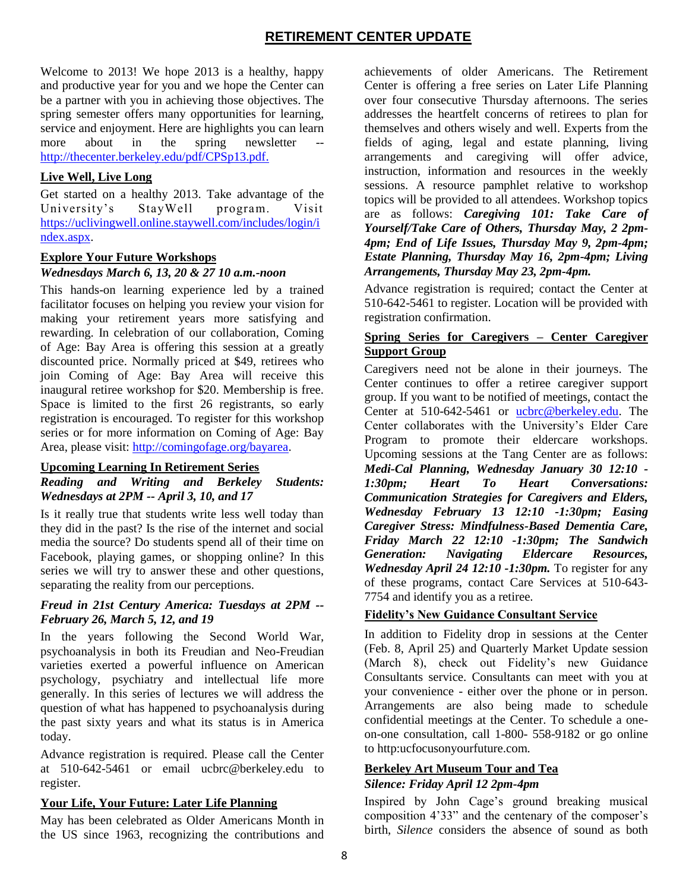# RETIREMENT CENTER UPDATE

Welcome to 2013! We hope 2013 is a healthy, happy and productive year for you and we hope the Center can be a partner with you in achieving those objectives. The spring semester offers many opportunities for learning, service and enjoyment. Here are highlights you can learn more about in the spring newsletter -- http://thecenter.berkeley.edu/pdf/CPSp13.pdf.

## Live Well, Live Long

Get started on a healthy 2013. Take advantage of the University's StayWell program. Visit https://uclivingwell.online.staywell.com/includes/login/index.aspx.

## Explore Your Future Workshops

***Wednesdays March 6, 13, 20 & 27 10 a.m.-noon***

This hands-on learning experience led by a trained facilitator focuses on helping you review your vision for making your retirement years more satisfying and rewarding. In celebration of our collaboration, Coming of Age: Bay Area is offering this session at a greatly discounted price. Normally priced at $49, retirees who join Coming of Age: Bay Area will receive this inaugural retiree workshop for $20. Membership is free. Space is limited to the first 26 registrants, so early registration is encouraged. To register for this workshop series or for more information on Coming of Age: Bay Area, please visit: http://comingofage.org/bayarea.

## Upcoming Learning In Retirement Series

***Reading and Writing and Berkeley Students: Wednesdays at 2PM -- April 3, 10, and 17***

Is it really true that students write less well today than they did in the past? Is the rise of the internet and social media the source? Do students spend all of their time on Facebook, playing games, or shopping online? In this series we will try to answer these and other questions, separating the reality from our perceptions.

***Freud in 21st Century America: Tuesdays at 2PM -- February 26, March 5, 12, and 19***

In the years following the Second World War, psychoanalysis in both its Freudian and Neo-Freudian varieties exerted a powerful influence on American psychology, psychiatry and intellectual life more generally. In this series of lectures we will address the question of what has happened to psychoanalysis during the past sixty years and what its status is in America today.

Advance registration is required. Please call the Center at 510-642-5461 or email ucbrc@berkeley.edu to register.

## Your Life, Your Future: Later Life Planning

May has been celebrated as Older Americans Month in the US since 1963, recognizing the contributions and achievements of older Americans. The Retirement Center is offering a free series on Later Life Planning over four consecutive Thursday afternoons. The series addresses the heartfelt concerns of retirees to plan for themselves and others wisely and well. Experts from the fields of aging, legal and estate planning, living arrangements and caregiving will offer advice, instruction, information and resources in the weekly sessions. A resource pamphlet relative to workshop topics will be provided to all attendees. Workshop topics are as follows: ***Caregiving 101: Take Care of Yourself/Take Care of Others, Thursday May, 2 2pm-4pm; End of Life Issues, Thursday May 9, 2pm-4pm; Estate Planning, Thursday May 16, 2pm-4pm; Living Arrangements, Thursday May 23, 2pm-4pm.***

Advance registration is required; contact the Center at 510-642-5461 to register. Location will be provided with registration confirmation.

## Spring Series for Caregivers – Center Caregiver Support Group

Caregivers need not be alone in their journeys. The Center continues to offer a retiree caregiver support group. If you want to be notified of meetings, contact the Center at 510-642-5461 or ucbrc@berkeley.edu. The Center collaborates with the University's Elder Care Program to promote their eldercare workshops. Upcoming sessions at the Tang Center are as follows: ***Medi-Cal Planning, Wednesday January 30 12:10 - 1:30pm; Heart To Heart Conversations: Communication Strategies for Caregivers and Elders, Wednesday February 13 12:10 -1:30pm; Easing Caregiver Stress: Mindfulness-Based Dementia Care, Friday March 22 12:10 -1:30pm; The Sandwich Generation: Navigating Eldercare Resources, Wednesday April 24 12:10 -1:30pm.*** To register for any of these programs, contact Care Services at 510-643-7754 and identify you as a retiree.

## Fidelity's New Guidance Consultant Service

In addition to Fidelity drop in sessions at the Center (Feb. 8, April 25) and Quarterly Market Update session (March 8), check out Fidelity's new Guidance Consultants service. Consultants can meet with you at your convenience - either over the phone or in person. Arrangements are also being made to schedule confidential meetings at the Center. To schedule a one-on-one consultation, call 1-800- 558-9182 or go online to http:ucfocusonyourfuture.com.

## Berkeley Art Museum Tour and Tea

***Silence: Friday April 12 2pm-4pm***

Inspired by John Cage's ground breaking musical composition 4'33" and the centenary of the composer's birth, *Silence* considers the absence of sound as both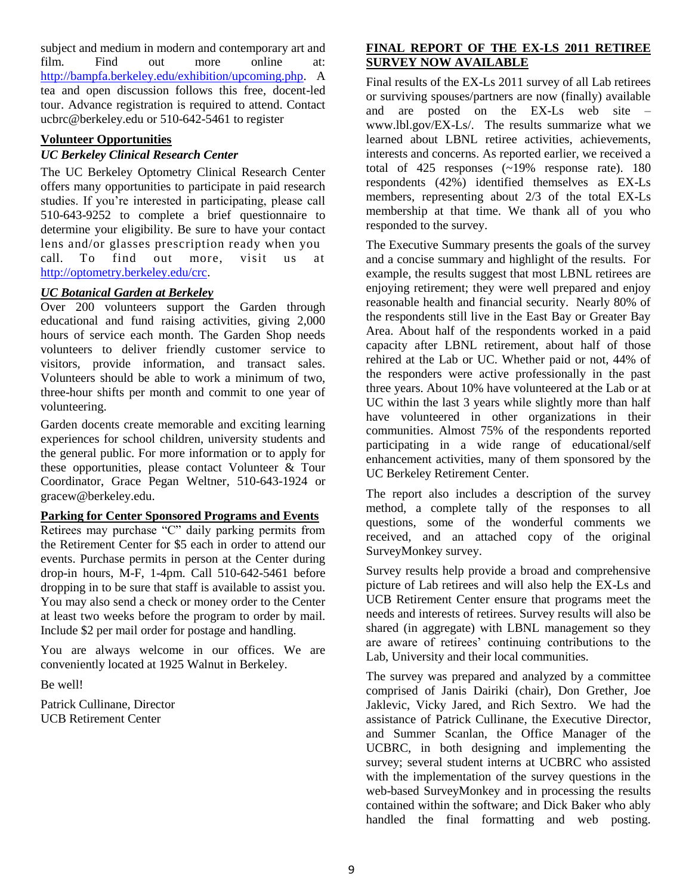subject and medium in modern and contemporary art and film. Find out more online at: http://bampfa.berkeley.edu/exhibition/upcoming.php. A tea and open discussion follows this free, docent-led tour. Advance registration is required to attend. Contact ucbrc@berkeley.edu or 510-642-5461 to register

## Volunteer Opportunities

### *UC Berkeley Clinical Research Center*

The UC Berkeley Optometry Clinical Research Center offers many opportunities to participate in paid research studies. If you're interested in participating, please call 510-643-9252 to complete a brief questionnaire to determine your eligibility. Be sure to have your contact lens and/or glasses prescription ready when you call. To find out more, visit us at http://optometry.berkeley.edu/crc.

### *UC Botanical Garden at Berkeley*

Over 200 volunteers support the Garden through educational and fund raising activities, giving 2,000 hours of service each month. The Garden Shop needs volunteers to deliver friendly customer service to visitors, provide information, and transact sales. Volunteers should be able to work a minimum of two, three-hour shifts per month and commit to one year of volunteering.

Garden docents create memorable and exciting learning experiences for school children, university students and the general public. For more information or to apply for these opportunities, please contact Volunteer & Tour Coordinator, Grace Pegan Weltner, 510-643-1924 or gracew@berkeley.edu.

## Parking for Center Sponsored Programs and Events

Retirees may purchase "C" daily parking permits from the Retirement Center for $5 each in order to attend our events. Purchase permits in person at the Center during drop-in hours, M-F, 1-4pm. Call 510-642-5461 before dropping in to be sure that staff is available to assist you. You may also send a check or money order to the Center at least two weeks before the program to order by mail. Include $2 per mail order for postage and handling.

You are always welcome in our offices. We are conveniently located at 1925 Walnut in Berkeley.

Be well!

Patrick Cullinane, Director
UCB Retirement Center

## FINAL REPORT OF THE EX-LS 2011 RETIREE SURVEY NOW AVAILABLE

Final results of the EX-Ls 2011 survey of all Lab retirees or surviving spouses/partners are now (finally) available and are posted on the EX-Ls web site – www.lbl.gov/EX-Ls/. The results summarize what we learned about LBNL retiree activities, achievements, interests and concerns. As reported earlier, we received a total of 425 responses (~19% response rate). 180 respondents (42%) identified themselves as EX-Ls members, representing about 2/3 of the total EX-Ls membership at that time. We thank all of you who responded to the survey.

The Executive Summary presents the goals of the survey and a concise summary and highlight of the results. For example, the results suggest that most LBNL retirees are enjoying retirement; they were well prepared and enjoy reasonable health and financial security. Nearly 80% of the respondents still live in the East Bay or Greater Bay Area. About half of the respondents worked in a paid capacity after LBNL retirement, about half of those rehired at the Lab or UC. Whether paid or not, 44% of the responders were active professionally in the past three years. About 10% have volunteered at the Lab or at UC within the last 3 years while slightly more than half have volunteered in other organizations in their communities. Almost 75% of the respondents reported participating in a wide range of educational/self enhancement activities, many of them sponsored by the UC Berkeley Retirement Center.

The report also includes a description of the survey method, a complete tally of the responses to all questions, some of the wonderful comments we received, and an attached copy of the original SurveyMonkey survey.

Survey results help provide a broad and comprehensive picture of Lab retirees and will also help the EX-Ls and UCB Retirement Center ensure that programs meet the needs and interests of retirees. Survey results will also be shared (in aggregate) with LBNL management so they are aware of retirees' continuing contributions to the Lab, University and their local communities.

The survey was prepared and analyzed by a committee comprised of Janis Dairiki (chair), Don Grether, Joe Jaklevic, Vicky Jared, and Rich Sextro. We had the assistance of Patrick Cullinane, the Executive Director, and Summer Scanlan, the Office Manager of the UCBRC, in both designing and implementing the survey; several student interns at UCBRC who assisted with the implementation of the survey questions in the web-based SurveyMonkey and in processing the results contained within the software; and Dick Baker who ably handled the final formatting and web posting.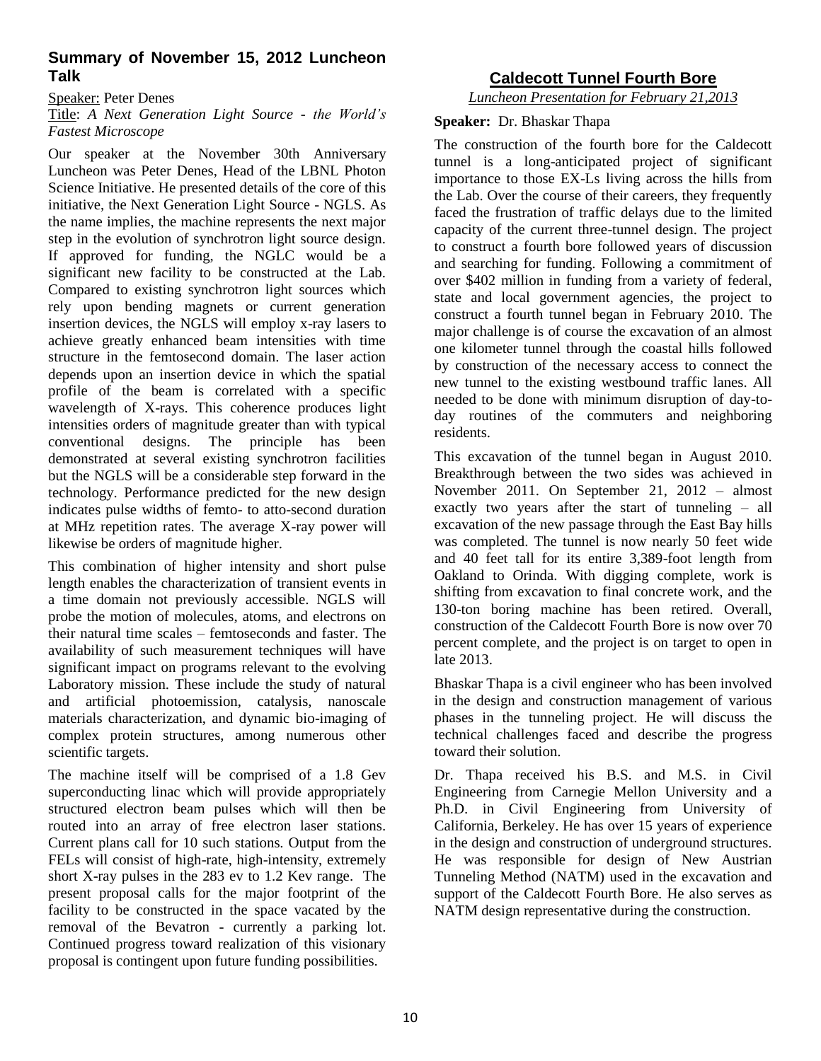## Summary of November 15, 2012 Luncheon Talk

Speaker: Peter Denes

Title: *A Next Generation Light Source - the World's Fastest Microscope*

Our speaker at the November 30th Anniversary Luncheon was Peter Denes, Head of the LBNL Photon Science Initiative. He presented details of the core of this initiative, the Next Generation Light Source - NGLS. As the name implies, the machine represents the next major step in the evolution of synchrotron light source design. If approved for funding, the NGLC would be a significant new facility to be constructed at the Lab. Compared to existing synchrotron light sources which rely upon bending magnets or current generation insertion devices, the NGLS will employ x-ray lasers to achieve greatly enhanced beam intensities with time structure in the femtosecond domain. The laser action depends upon an insertion device in which the spatial profile of the beam is correlated with a specific wavelength of X-rays. This coherence produces light intensities orders of magnitude greater than with typical conventional designs. The principle has been demonstrated at several existing synchrotron facilities but the NGLS will be a considerable step forward in the technology. Performance predicted for the new design indicates pulse widths of femto- to atto-second duration at MHz repetition rates. The average X-ray power will likewise be orders of magnitude higher.

This combination of higher intensity and short pulse length enables the characterization of transient events in a time domain not previously accessible. NGLS will probe the motion of molecules, atoms, and electrons on their natural time scales – femtoseconds and faster. The availability of such measurement techniques will have significant impact on programs relevant to the evolving Laboratory mission. These include the study of natural and artificial photoemission, catalysis, nanoscale materials characterization, and dynamic bio-imaging of complex protein structures, among numerous other scientific targets.

The machine itself will be comprised of a 1.8 Gev superconducting linac which will provide appropriately structured electron beam pulses which will then be routed into an array of free electron laser stations. Current plans call for 10 such stations. Output from the FELs will consist of high-rate, high-intensity, extremely short X-ray pulses in the 283 ev to 1.2 Kev range. The present proposal calls for the major footprint of the facility to be constructed in the space vacated by the removal of the Bevatron - currently a parking lot. Continued progress toward realization of this visionary proposal is contingent upon future funding possibilities.

## Caldecott Tunnel Fourth Bore

*Luncheon Presentation for February 21,2013*

**Speaker:** Dr. Bhaskar Thapa

The construction of the fourth bore for the Caldecott tunnel is a long-anticipated project of significant importance to those EX-Ls living across the hills from the Lab. Over the course of their careers, they frequently faced the frustration of traffic delays due to the limited capacity of the current three-tunnel design. The project to construct a fourth bore followed years of discussion and searching for funding. Following a commitment of over $402 million in funding from a variety of federal, state and local government agencies, the project to construct a fourth tunnel began in February 2010. The major challenge is of course the excavation of an almost one kilometer tunnel through the coastal hills followed by construction of the necessary access to connect the new tunnel to the existing westbound traffic lanes. All needed to be done with minimum disruption of day-to-day routines of the commuters and neighboring residents.

This excavation of the tunnel began in August 2010. Breakthrough between the two sides was achieved in November 2011. On September 21, 2012 – almost exactly two years after the start of tunneling – all excavation of the new passage through the East Bay hills was completed. The tunnel is now nearly 50 feet wide and 40 feet tall for its entire 3,389-foot length from Oakland to Orinda. With digging complete, work is shifting from excavation to final concrete work, and the 130-ton boring machine has been retired. Overall, construction of the Caldecott Fourth Bore is now over 70 percent complete, and the project is on target to open in late 2013.

Bhaskar Thapa is a civil engineer who has been involved in the design and construction management of various phases in the tunneling project. He will discuss the technical challenges faced and describe the progress toward their solution.

Dr. Thapa received his B.S. and M.S. in Civil Engineering from Carnegie Mellon University and a Ph.D. in Civil Engineering from University of California, Berkeley. He has over 15 years of experience in the design and construction of underground structures. He was responsible for design of New Austrian Tunneling Method (NATM) used in the excavation and support of the Caldecott Fourth Bore. He also serves as NATM design representative during the construction.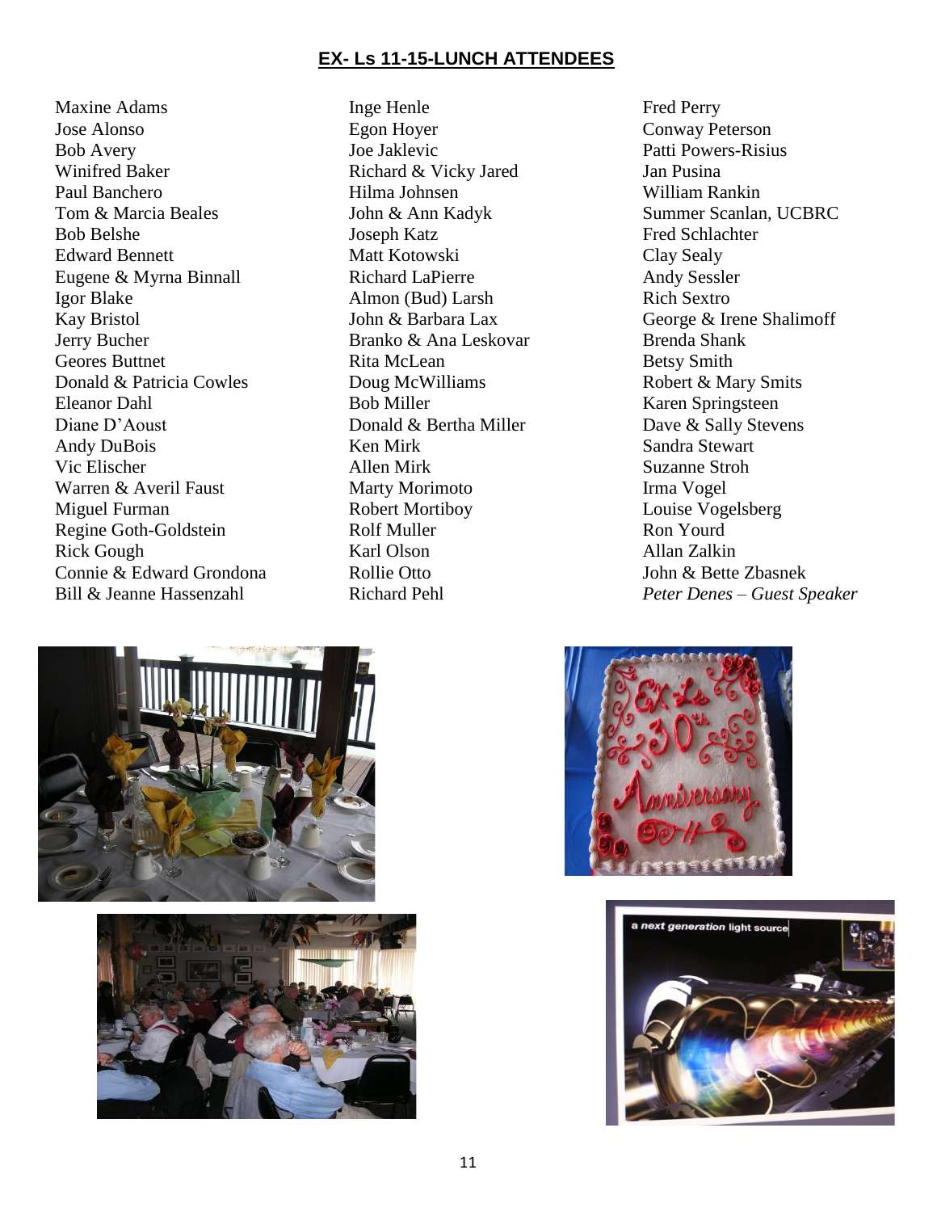## EX- Ls 11-15-LUNCH ATTENDEES

Maxine Adams
Jose Alonso
Bob Avery
Winifred Baker
Paul Banchero
Tom & Marcia Beales
Bob Belshe
Edward Bennett
Eugene & Myrna Binnall
Igor Blake
Kay Bristol
Jerry Bucher
Geores Buttnet
Donald & Patricia Cowles
Eleanor Dahl
Diane D'Aoust
Andy DuBois
Vic Elischer
Warren & Averil Faust
Miguel Furman
Regine Goth-Goldstein
Rick Gough
Connie & Edward Grondona
Bill & Jeanne Hassenzahl
Inge Henle
Egon Hoyer
Joe Jaklevic
Richard & Vicky Jared
Hilma Johnsen
John & Ann Kadyk
Joseph Katz
Matt Kotowski
Richard LaPierre
Almon (Bud) Larsh
John & Barbara Lax
Branko & Ana Leskovar
Rita McLean
Doug McWilliams
Bob Miller
Donald & Bertha Miller
Ken Mirk
Allen Mirk
Marty Morimoto
Robert Mortiboy
Rolf Muller
Karl Olson
Rollie Otto
Richard Pehl
Fred Perry
Conway Peterson
Patti Powers-Risius
Jan Pusina
William Rankin
Summer Scanlan, UCBRC
Fred Schlachter
Clay Sealy
Andy Sessler
Rich Sextro
George & Irene Shalimoff
Brenda Shank
Betsy Smith
Robert & Mary Smits
Karen Springsteen
Dave & Sally Stevens
Sandra Stewart
Suzanne Stroh
Irma Vogel
Louise Vogelsberg
Ron Yourd
Allan Zalkin
John & Bette Zbasnek
*Peter Denes – Guest Speaker*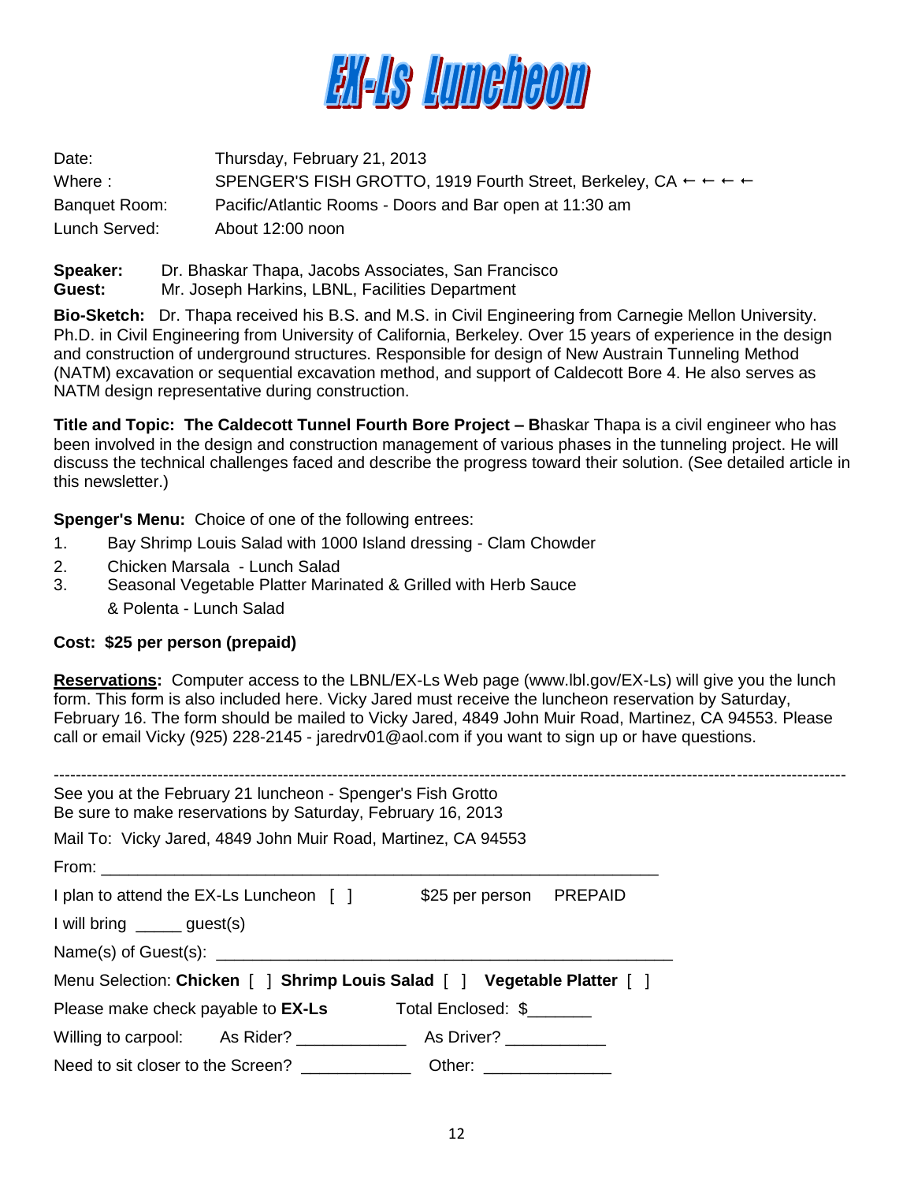# EX-Ls Luncheon

| | |
|---|---|
| Date: | Thursday, February 21, 2013 |
| Where : | SPENGER'S FISH GROTTO, 1919 Fourth Street, Berkeley, CA ← ← ← ← |
| Banquet Room: | Pacific/Atlantic Rooms - Doors and Bar open at 11:30 am |
| Lunch Served: | About 12:00 noon |

**Speaker:** Dr. Bhaskar Thapa, Jacobs Associates, San Francisco
**Guest:** Mr. Joseph Harkins, LBNL, Facilities Department

**Bio-Sketch:** Dr. Thapa received his B.S. and M.S. in Civil Engineering from Carnegie Mellon University. Ph.D. in Civil Engineering from University of California, Berkeley. Over 15 years of experience in the design and construction of underground structures. Responsible for design of New Austrain Tunneling Method (NATM) excavation or sequential excavation method, and support of Caldecott Bore 4. He also serves as NATM design representative during construction.

**Title and Topic: The Caldecott Tunnel Fourth Bore Project – B**haskar Thapa is a civil engineer who has been involved in the design and construction management of various phases in the tunneling project. He will discuss the technical challenges faced and describe the progress toward their solution. (See detailed article in this newsletter.)

**Spenger's Menu:** Choice of one of the following entrees:

1. Bay Shrimp Louis Salad with 1000 Island dressing - Clam Chowder
2. Chicken Marsala - Lunch Salad
3. Seasonal Vegetable Platter Marinated & Grilled with Herb Sauce & Polenta - Lunch Salad

**Cost: $25 per person (prepaid)**

**Reservations:** Computer access to the LBNL/EX-Ls Web page (www.lbl.gov/EX-Ls) will give you the lunch form. This form is also included here. Vicky Jared must receive the luncheon reservation by Saturday, February 16. The form should be mailed to Vicky Jared, 4849 John Muir Road, Martinez, CA 94553. Please call or email Vicky (925) 228-2145 - jaredrv01@aol.com if you want to sign up or have questions.

---

See you at the February 21 luncheon - Spenger's Fish Grotto
Be sure to make reservations by Saturday, February 16, 2013

Mail To: Vicky Jared, 4849 John Muir Road, Martinez, CA 94553

From: ____________________________________________________________

I plan to attend the EX-Ls Luncheon [ ]     $25 per person  PREPAID

I will bring _____ guest(s)

Name(s) of Guest(s): ______________________________________________

Menu Selection: **Chicken** [ ] **Shrimp Louis Salad** [ ] **Vegetable Platter** [ ]

Please make check payable to **EX-Ls**     Total Enclosed: $_______

Willing to carpool: As Rider? ____________ As Driver? ___________

Need to sit closer to the Screen? ____________ Other: ______________